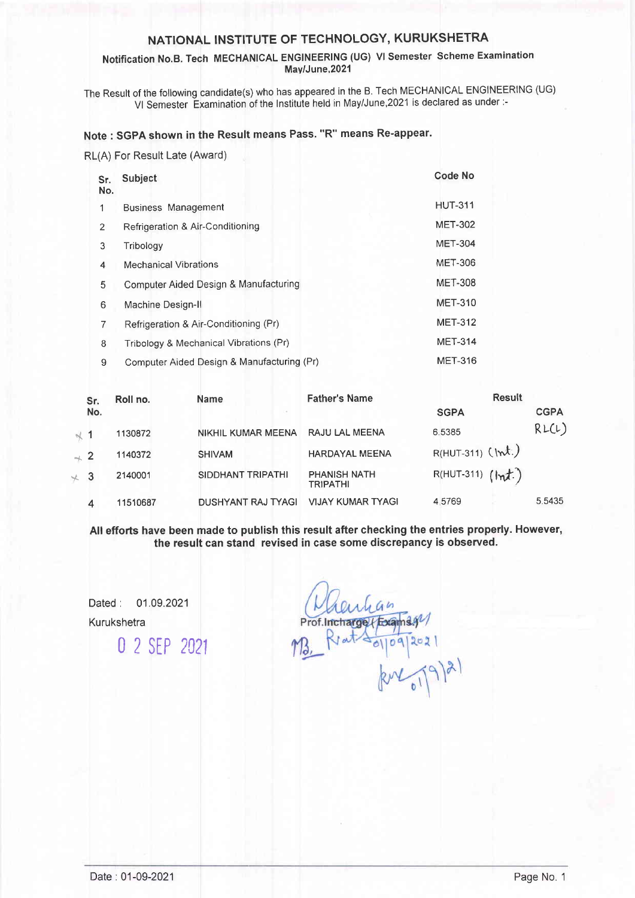# NATIONAL INSTITUTE OF TECHNOLOGY, KURUKSHETRA

### Notification No.B. Tech MECHANICAL ENGINEERING (UG) VI Semester Scheme Examination May/June,2021

The Result of the following candidate(s) who has appeared in the B. Tech MECHANICAL ENGINEERING (UG) VI Semester Examination of the Institute held in May/June,2021 is declared as under :-

**Note : SGPA shown in the Result means Pass. "R" means Re-appear.**

RL(A) For Result Late (Award)

| Sr. No. | Subject | Code No |
|---|---|---|
| 1 | Business Management | HUT-311 |
| 2 | Refrigeration & Air-Conditioning | MET-302 |
| 3 | Tribology | MET-304 |
| 4 | Mechanical Vibrations | MET-306 |
| 5 | Computer Aided Design & Manufacturing | MET-308 |
| 6 | Machine Design-II | MET-310 |
| 7 | Refrigeration & Air-Conditioning (Pr) | MET-312 |
| 8 | Tribology & Mechanical Vibrations (Pr) | MET-314 |
| 9 | Computer Aided Design & Manufacturing (Pr) | MET-316 |

| Sr. No. | Roll no. | Name | Father's Name | Result SGPA | CGPA |
|---|---|---|---|---|---|
| 1 | 1130872 | NIKHIL KUMAR MEENA | RAJU LAL MEENA | 6.5385 | RL(L) |
| 2 | 1140372 | SHIVAM | HARDAYAL MEENA | R(HUT-311) (Int.) | |
| 3 | 2140001 | SIDDHANT TRIPATHI | PHANISH NATH TRIPATHI | R(HUT-311) (Int.) | |
| 4 | 11510687 | DUSHYANT RAJ TYAGI | VIJAY KUMAR TYAGI | 4.5769 | 5.5435 |

**All efforts have been made to publish this result after checking the entries properly. However, the result can stand revised in case some discrepancy is observed.**

Dated : 01.09.2021

Kurukshetra

02 SEP 2021

Prof.Incharge (Exams)

Date : 01-09-2021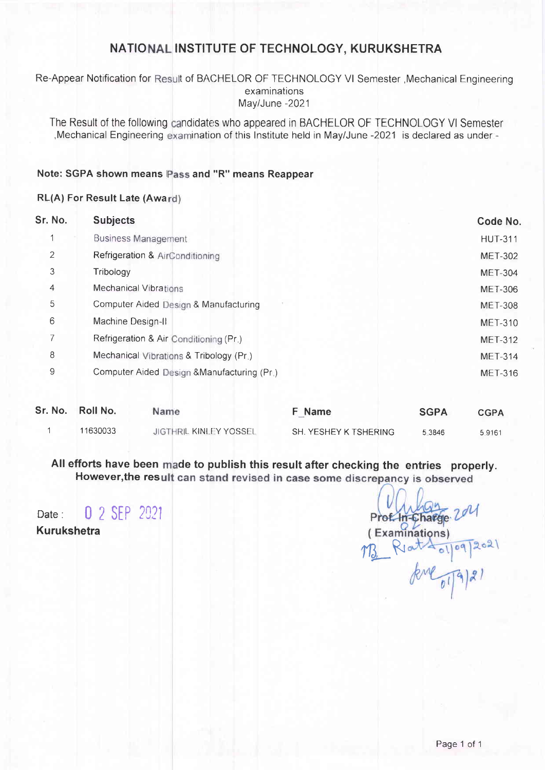# NATIONAL INSTITUTE OF TECHNOLOGY, KURUKSHETRA

Re-Appear Notification for Result of BACHELOR OF TECHNOLOGY VI Semester ,Mechanical Engineering examinations
May/June -2021

The Result of the following candidates who appeared in BACHELOR OF TECHNOLOGY VI Semester ,Mechanical Engineering examination of this Institute held in May/June -2021 is declared as under :-

**Note: SGPA shown means Pass and "R" means Reappear**

**RL(A) For Result Late (Award)**

| Sr. No. | Subjects | Code No. |
|---|---|---|
| 1 | Business Management | HUT-311 |
| 2 | Refrigeration & AirConditioning | MET-302 |
| 3 | Tribology | MET-304 |
| 4 | Mechanical Vibrations | MET-306 |
| 5 | Computer Aided Design & Manufacturing | MET-308 |
| 6 | Machine Design-II | MET-310 |
| 7 | Refrigeration & Air Conditioning (Pr.) | MET-312 |
| 8 | Mechanical Vibrations & Tribology (Pr.) | MET-314 |
| 9 | Computer Aided Design &Manufacturing (Pr.) | MET-316 |

| Sr. No. | Roll No. | Name | F_Name | SGPA | CGPA |
|---|---|---|---|---|---|
| 1 | 11630033 | JIGTHRIL KINLEY YOSSEL | SH. YESHEY K TSHERING | 5.3846 | 5.9161 |

**All efforts have been made to publish this result after checking the entries properly. However,the result can stand revised in case some discrepancy is observed**

Date : 0 2 SEP 2021
**Kurukshetra**

**Prof. In-Charge**
**( Examinations)**